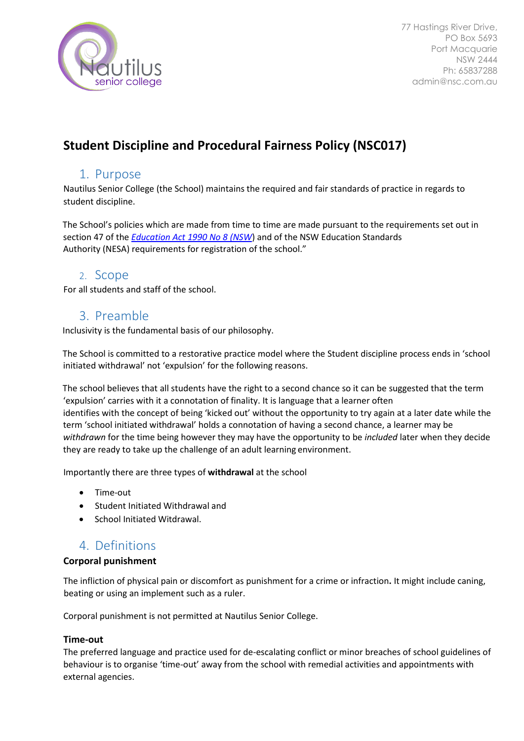Nautilus senior college

77 Hastings River Drive,
PO Box 5693
Port Macquarie
NSW 2444
Ph: 65837288
admin@nsc.com.au

# Student Discipline and Procedural Fairness Policy (NSC017)

## 1. Purpose

Nautilus Senior College (the School) maintains the required and fair standards of practice in regards to student discipline.

The School's policies which are made from time to time are made pursuant to the requirements set out in section 47 of the *Education Act 1990 No 8 (NSW)* and of the NSW Education Standards Authority (NESA) requirements for registration of the school."

## 2. Scope

For all students and staff of the school.

## 3. Preamble

Inclusivity is the fundamental basis of our philosophy.

The School is committed to a restorative practice model where the Student discipline process ends in 'school initiated withdrawal' not 'expulsion' for the following reasons.

The school believes that all students have the right to a second chance so it can be suggested that the term 'expulsion' carries with it a connotation of finality. It is language that a learner often identifies with the concept of being 'kicked out' without the opportunity to try again at a later date while the term 'school initiated withdrawal' holds a connotation of having a second chance, a learner may be *withdrawn* for the time being however they may have the opportunity to be *included* later when they decide they are ready to take up the challenge of an adult learning environment.

Importantly there are three types of **withdrawal** at the school

- Time-out
- Student Initiated Withdrawal and
- School Initiated Witdrawal.

## 4. Definitions

**Corporal punishment**

The infliction of physical pain or discomfort as punishment for a crime or infraction**.** It might include caning, beating or using an implement such as a ruler.

Corporal punishment is not permitted at Nautilus Senior College.

**Time-out**

The preferred language and practice used for de-escalating conflict or minor breaches of school guidelines of behaviour is to organise 'time-out' away from the school with remedial activities and appointments with external agencies.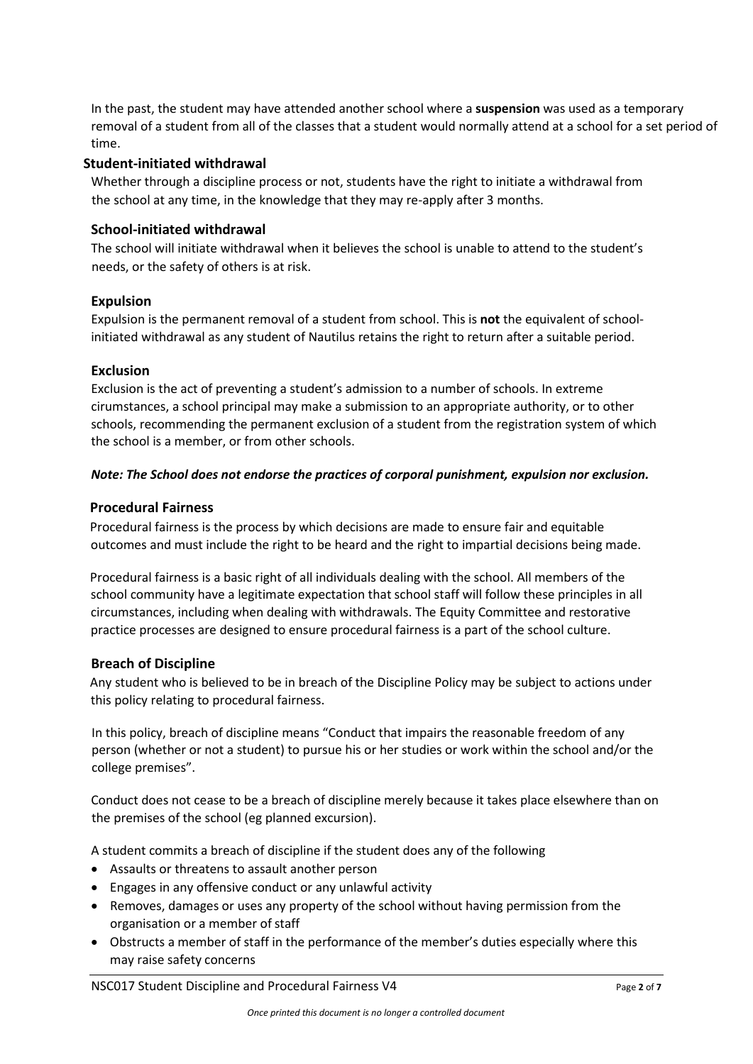In the past, the student may have attended another school where a **suspension** was used as a temporary removal of a student from all of the classes that a student would normally attend at a school for a set period of time.

### Student-initiated withdrawal

Whether through a discipline process or not, students have the right to initiate a withdrawal from the school at any time, in the knowledge that they may re-apply after 3 months.

### School-initiated withdrawal

The school will initiate withdrawal when it believes the school is unable to attend to the student's needs, or the safety of others is at risk.

### Expulsion

Expulsion is the permanent removal of a student from school. This is **not** the equivalent of school-initiated withdrawal as any student of Nautilus retains the right to return after a suitable period.

### Exclusion

Exclusion is the act of preventing a student's admission to a number of schools. In extreme cirumstances, a school principal may make a submission to an appropriate authority, or to other schools, recommending the permanent exclusion of a student from the registration system of which the school is a member, or from other schools.

***Note: The School does not endorse the practices of corporal punishment, expulsion nor exclusion.***

### Procedural Fairness

Procedural fairness is the process by which decisions are made to ensure fair and equitable outcomes and must include the right to be heard and the right to impartial decisions being made.

Procedural fairness is a basic right of all individuals dealing with the school. All members of the school community have a legitimate expectation that school staff will follow these principles in all circumstances, including when dealing with withdrawals. The Equity Committee and restorative practice processes are designed to ensure procedural fairness is a part of the school culture.

### Breach of Discipline

Any student who is believed to be in breach of the Discipline Policy may be subject to actions under this policy relating to procedural fairness.

In this policy, breach of discipline means "Conduct that impairs the reasonable freedom of any person (whether or not a student) to pursue his or her studies or work within the school and/or the college premises".

Conduct does not cease to be a breach of discipline merely because it takes place elsewhere than on the premises of the school (eg planned excursion).

A student commits a breach of discipline if the student does any of the following

- Assaults or threatens to assault another person
- Engages in any offensive conduct or any unlawful activity
- Removes, damages or uses any property of the school without having permission from the organisation or a member of staff
- Obstructs a member of staff in the performance of the member's duties especially where this may raise safety concerns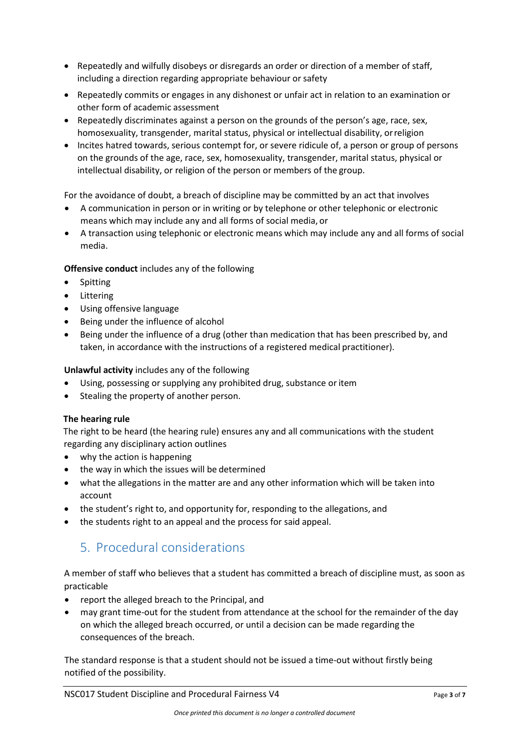- Repeatedly and wilfully disobeys or disregards an order or direction of a member of staff, including a direction regarding appropriate behaviour or safety
- Repeatedly commits or engages in any dishonest or unfair act in relation to an examination or other form of academic assessment
- Repeatedly discriminates against a person on the grounds of the person's age, race, sex, homosexuality, transgender, marital status, physical or intellectual disability, or religion
- Incites hatred towards, serious contempt for, or severe ridicule of, a person or group of persons on the grounds of the age, race, sex, homosexuality, transgender, marital status, physical or intellectual disability, or religion of the person or members of the group.

For the avoidance of doubt, a breach of discipline may be committed by an act that involves

- A communication in person or in writing or by telephone or other telephonic or electronic means which may include any and all forms of social media, or
- A transaction using telephonic or electronic means which may include any and all forms of social media.

**Offensive conduct** includes any of the following

- Spitting
- Littering
- Using offensive language
- Being under the influence of alcohol
- Being under the influence of a drug (other than medication that has been prescribed by, and taken, in accordance with the instructions of a registered medical practitioner).

**Unlawful activity** includes any of the following

- Using, possessing or supplying any prohibited drug, substance or item
- Stealing the property of another person.

**The hearing rule**

The right to be heard (the hearing rule) ensures any and all communications with the student regarding any disciplinary action outlines

- why the action is happening
- the way in which the issues will be determined
- what the allegations in the matter are and any other information which will be taken into account
- the student's right to, and opportunity for, responding to the allegations, and
- the students right to an appeal and the process for said appeal.

## 5. Procedural considerations

A member of staff who believes that a student has committed a breach of discipline must, as soon as practicable

- report the alleged breach to the Principal, and
- may grant time-out for the student from attendance at the school for the remainder of the day on which the alleged breach occurred, or until a decision can be made regarding the consequences of the breach.

The standard response is that a student should not be issued a time-out without firstly being notified of the possibility.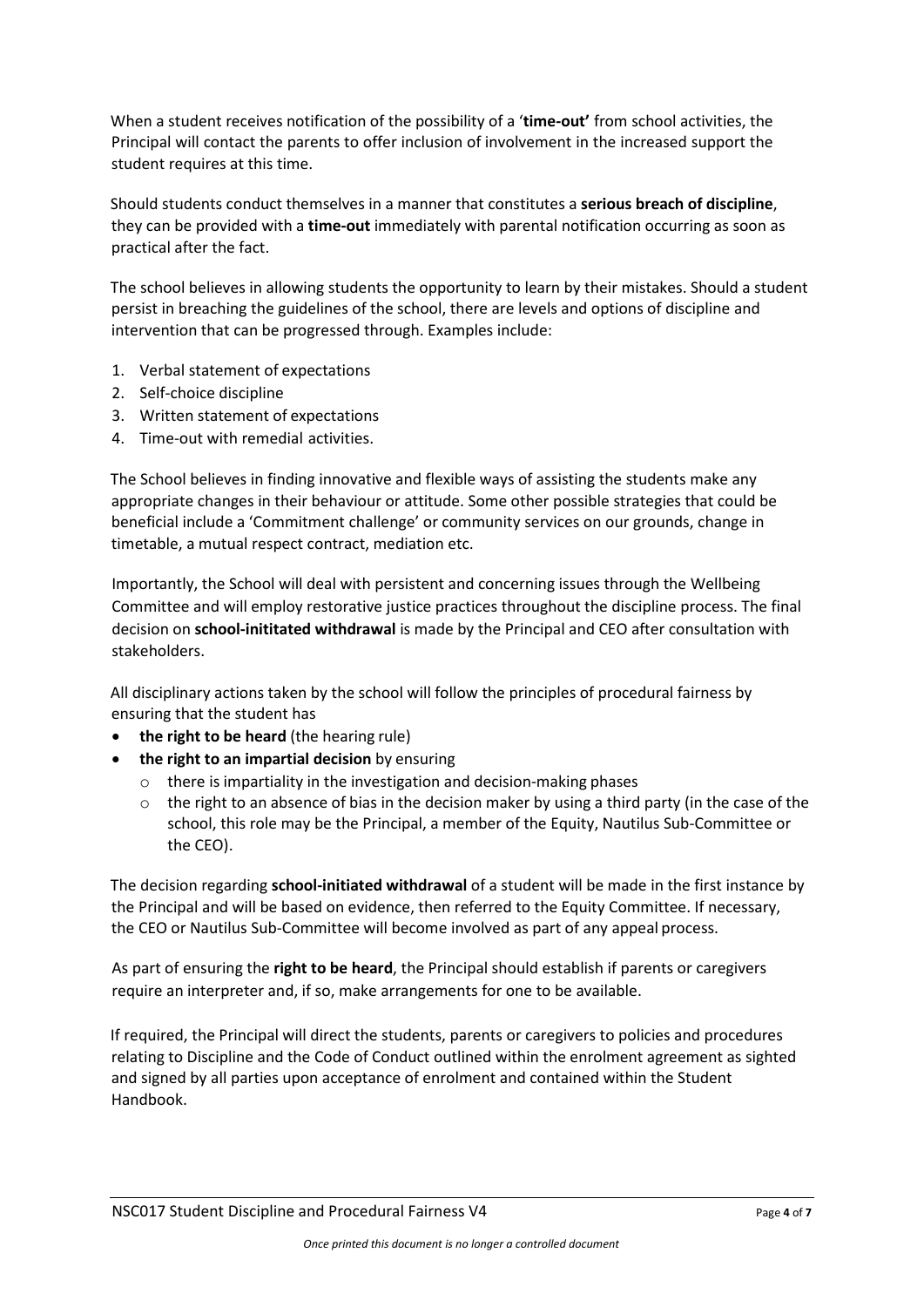When a student receives notification of the possibility of a '**time-out'** from school activities, the Principal will contact the parents to offer inclusion of involvement in the increased support the student requires at this time.

Should students conduct themselves in a manner that constitutes a **serious breach of discipline**, they can be provided with a **time-out** immediately with parental notification occurring as soon as practical after the fact.

The school believes in allowing students the opportunity to learn by their mistakes. Should a student persist in breaching the guidelines of the school, there are levels and options of discipline and intervention that can be progressed through. Examples include:

1. Verbal statement of expectations
2. Self-choice discipline
3. Written statement of expectations
4. Time-out with remedial activities.

The School believes in finding innovative and flexible ways of assisting the students make any appropriate changes in their behaviour or attitude. Some other possible strategies that could be beneficial include a 'Commitment challenge' or community services on our grounds, change in timetable, a mutual respect contract, mediation etc.

Importantly, the School will deal with persistent and concerning issues through the Wellbeing Committee and will employ restorative justice practices throughout the discipline process. The final decision on **school-inititated withdrawal** is made by the Principal and CEO after consultation with stakeholders.

All disciplinary actions taken by the school will follow the principles of procedural fairness by ensuring that the student has

- **the right to be heard** (the hearing rule)
- **the right to an impartial decision** by ensuring
  - there is impartiality in the investigation and decision-making phases
  - the right to an absence of bias in the decision maker by using a third party (in the case of the school, this role may be the Principal, a member of the Equity, Nautilus Sub-Committee or the CEO).

The decision regarding **school-initiated withdrawal** of a student will be made in the first instance by the Principal and will be based on evidence, then referred to the Equity Committee. If necessary, the CEO or Nautilus Sub-Committee will become involved as part of any appeal process.

As part of ensuring the **right to be heard**, the Principal should establish if parents or caregivers require an interpreter and, if so, make arrangements for one to be available.

If required, the Principal will direct the students, parents or caregivers to policies and procedures relating to Discipline and the Code of Conduct outlined within the enrolment agreement as sighted and signed by all parties upon acceptance of enrolment and contained within the Student Handbook.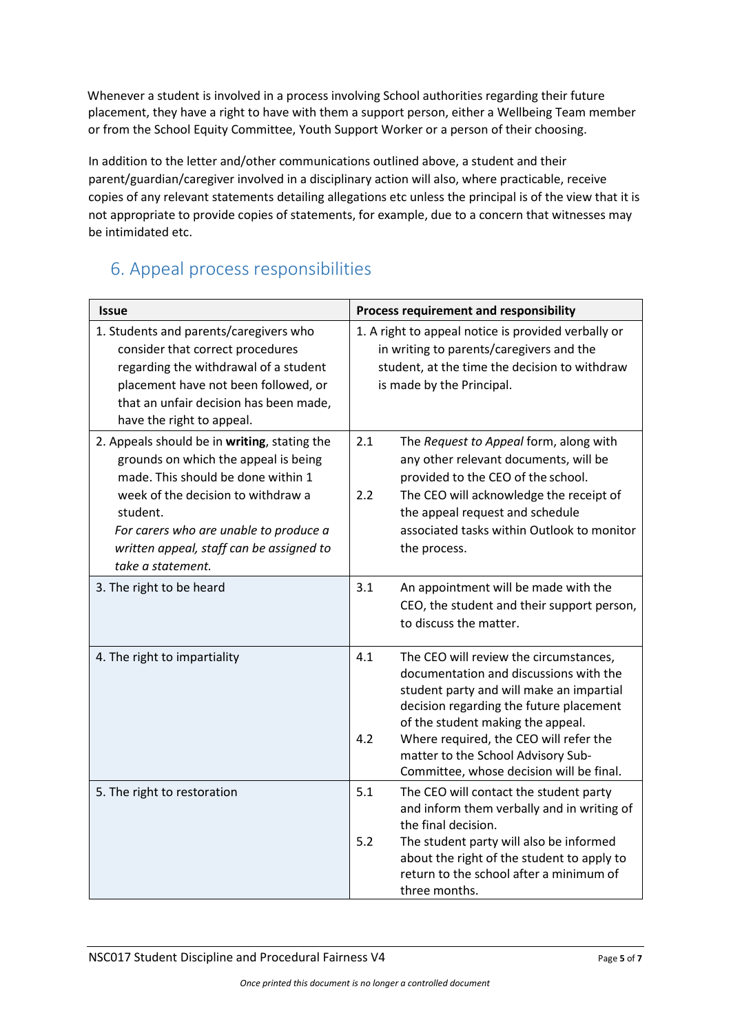Whenever a student is involved in a process involving School authorities regarding their future placement, they have a right to have with them a support person, either a Wellbeing Team member or from the School Equity Committee, Youth Support Worker or a person of their choosing.

In addition to the letter and/other communications outlined above, a student and their parent/guardian/caregiver involved in a disciplinary action will also, where practicable, receive copies of any relevant statements detailing allegations etc unless the principal is of the view that it is not appropriate to provide copies of statements, for example, due to a concern that witnesses may be intimidated etc.

## 6. Appeal process responsibilities

| Issue | Process requirement and responsibility |
|---|---|
| 1. Students and parents/caregivers who consider that correct procedures regarding the withdrawal of a student placement have not been followed, or that an unfair decision has been made, have the right to appeal. | 1. A right to appeal notice is provided verbally or in writing to parents/caregivers and the student, at the time the decision to withdraw is made by the Principal. |
| 2. Appeals should be in **writing**, stating the grounds on which the appeal is being made. This should be done within 1 week of the decision to withdraw a student. *For carers who are unable to produce a written appeal, staff can be assigned to take a statement.* | 2.1 The *Request to Appeal* form, along with any other relevant documents, will be provided to the CEO of the school.<br>2.2 The CEO will acknowledge the receipt of the appeal request and schedule associated tasks within Outlook to monitor the process. |
| 3. The right to be heard | 3.1 An appointment will be made with the CEO, the student and their support person, to discuss the matter. |
| 4. The right to impartiality | 4.1 The CEO will review the circumstances, documentation and discussions with the student party and will make an impartial decision regarding the future placement of the student making the appeal.<br>4.2 Where required, the CEO will refer the matter to the School Advisory Sub-Committee, whose decision will be final. |
| 5. The right to restoration | 5.1 The CEO will contact the student party and inform them verbally and in writing of the final decision.<br>5.2 The student party will also be informed about the right of the student to apply to return to the school after a minimum of three months. |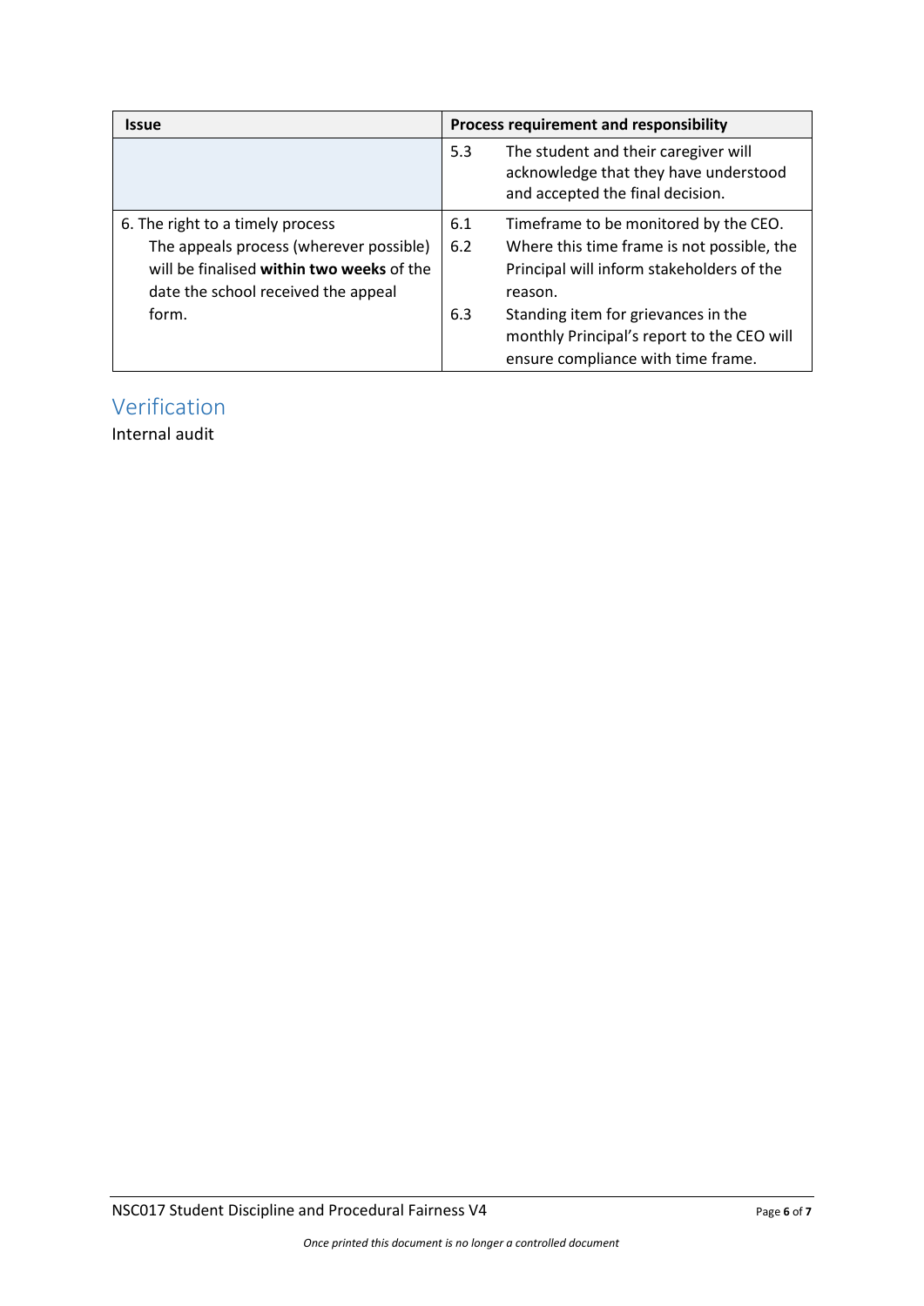| Issue | | Process requirement and responsibility |
|---|---|---|
| | 5.3 | The student and their caregiver will acknowledge that they have understood and accepted the final decision. |
| 6. The right to a timely process<br>The appeals process (wherever possible) will be finalised **within two weeks** of the date the school received the appeal form. | 6.1<br>6.2<br><br>6.3 | Timeframe to be monitored by the CEO.<br>Where this time frame is not possible, the Principal will inform stakeholders of the reason.<br>Standing item for grievances in the monthly Principal's report to the CEO will ensure compliance with time frame. |

## Verification

Internal audit